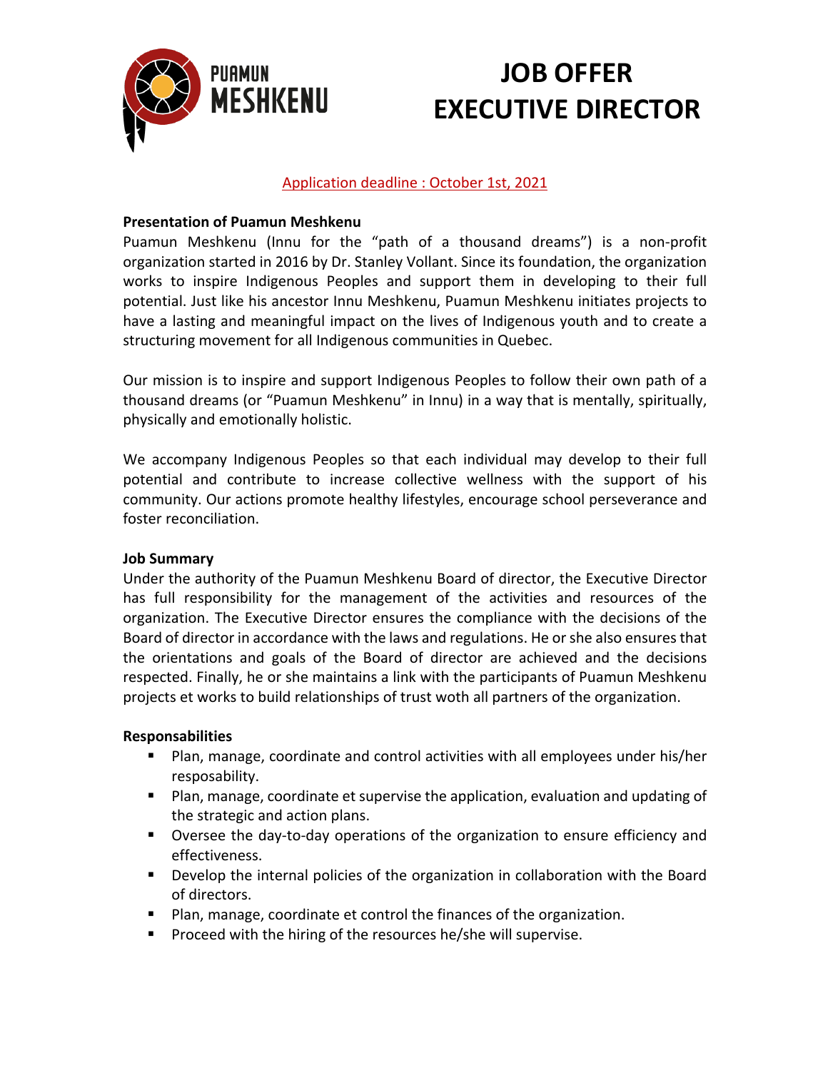PUAMUN MESHKENU

# JOB OFFER EXECUTIVE DIRECTOR

Application deadline : October 1st, 2021

**Presentation of Puamun Meshkenu**

Puamun Meshkenu (Innu for the "path of a thousand dreams") is a non-profit organization started in 2016 by Dr. Stanley Vollant. Since its foundation, the organization works to inspire Indigenous Peoples and support them in developing to their full potential. Just like his ancestor Innu Meshkenu, Puamun Meshkenu initiates projects to have a lasting and meaningful impact on the lives of Indigenous youth and to create a structuring movement for all Indigenous communities in Quebec.

Our mission is to inspire and support Indigenous Peoples to follow their own path of a thousand dreams (or "Puamun Meshkenu" in Innu) in a way that is mentally, spiritually, physically and emotionally holistic.

We accompany Indigenous Peoples so that each individual may develop to their full potential and contribute to increase collective wellness with the support of his community. Our actions promote healthy lifestyles, encourage school perseverance and foster reconciliation.

**Job Summary**

Under the authority of the Puamun Meshkenu Board of director, the Executive Director has full responsibility for the management of the activities and resources of the organization. The Executive Director ensures the compliance with the decisions of the Board of director in accordance with the laws and regulations. He or she also ensures that the orientations and goals of the Board of director are achieved and the decisions respected. Finally, he or she maintains a link with the participants of Puamun Meshkenu projects et works to build relationships of trust woth all partners of the organization.

**Responsabilities**

- Plan, manage, coordinate and control activities with all employees under his/her resposability.
- Plan, manage, coordinate et supervise the application, evaluation and updating of the strategic and action plans.
- Oversee the day-to-day operations of the organization to ensure efficiency and effectiveness.
- Develop the internal policies of the organization in collaboration with the Board of directors.
- Plan, manage, coordinate et control the finances of the organization.
- Proceed with the hiring of the resources he/she will supervise.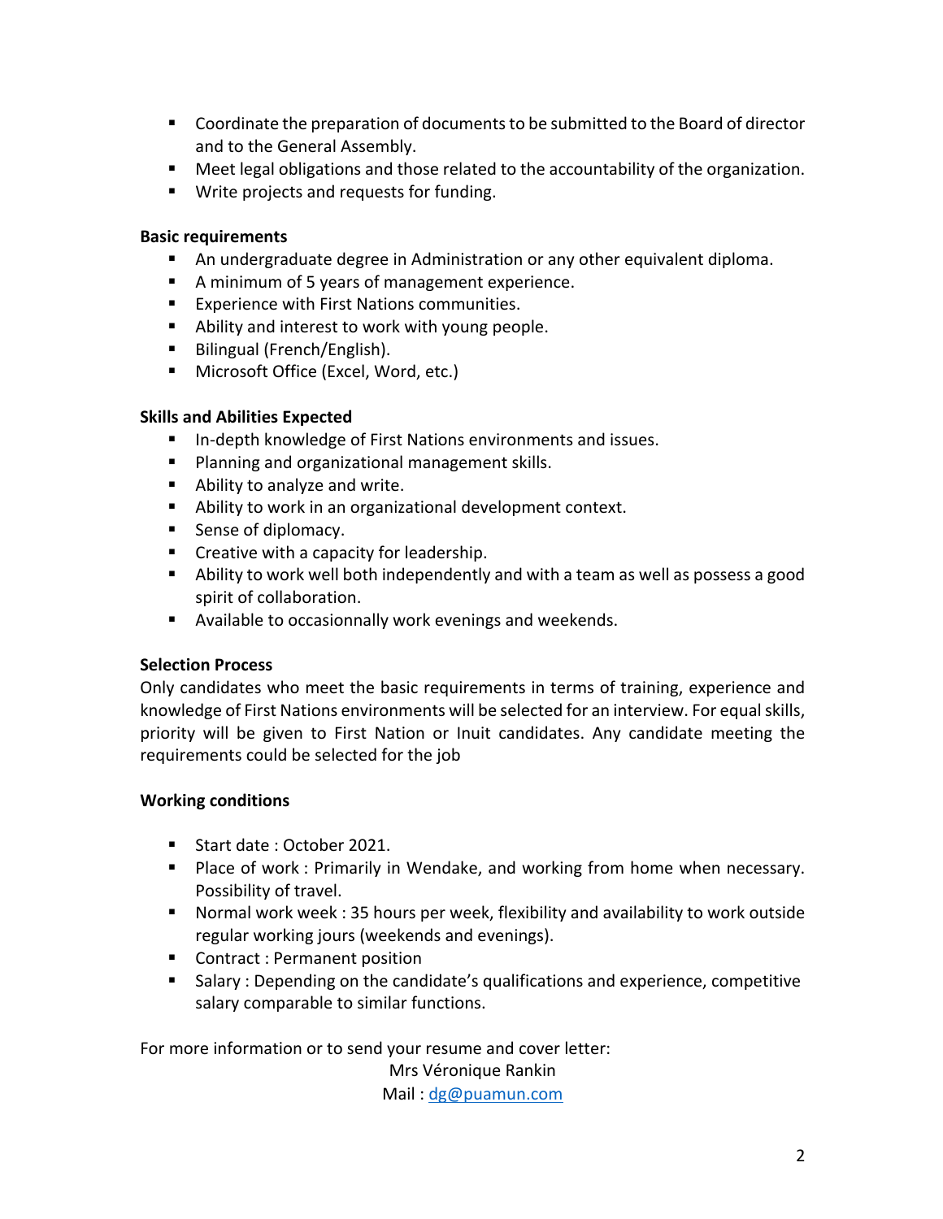- Coordinate the preparation of documents to be submitted to the Board of director and to the General Assembly.
- Meet legal obligations and those related to the accountability of the organization.
- Write projects and requests for funding.

**Basic requirements**

- An undergraduate degree in Administration or any other equivalent diploma.
- A minimum of 5 years of management experience.
- Experience with First Nations communities.
- Ability and interest to work with young people.
- Bilingual (French/English).
- Microsoft Office (Excel, Word, etc.)

**Skills and Abilities Expected**

- In-depth knowledge of First Nations environments and issues.
- Planning and organizational management skills.
- Ability to analyze and write.
- Ability to work in an organizational development context.
- Sense of diplomacy.
- Creative with a capacity for leadership.
- Ability to work well both independently and with a team as well as possess a good spirit of collaboration.
- Available to occasionnally work evenings and weekends.

**Selection Process**

Only candidates who meet the basic requirements in terms of training, experience and knowledge of First Nations environments will be selected for an interview. For equal skills, priority will be given to First Nation or Inuit candidates. Any candidate meeting the requirements could be selected for the job

**Working conditions**

- Start date : October 2021.
- Place of work : Primarily in Wendake, and working from home when necessary. Possibility of travel.
- Normal work week : 35 hours per week, flexibility and availability to work outside regular working jours (weekends and evenings).
- Contract : Permanent position
- Salary : Depending on the candidate's qualifications and experience, competitive salary comparable to similar functions.

For more information or to send your resume and cover letter:

Mrs Véronique Rankin

Mail : dg@puamun.com